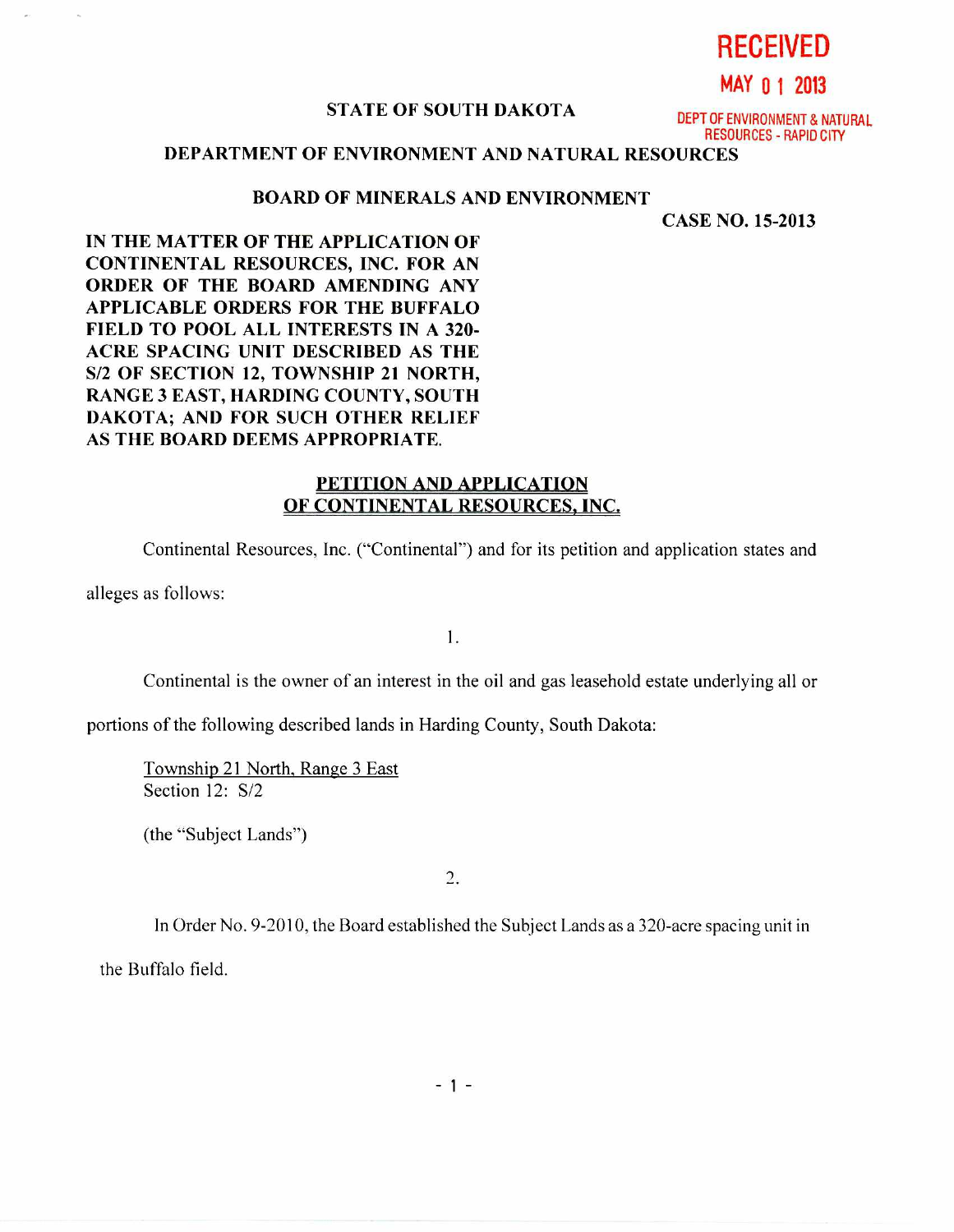RECEIVED

MAY 01 2013

DEPT OF ENVIRONMENT & NATURAL RESOURCES - RAPID CITY

**STATE OF SOUTH DAKOTA**

**DEPARTMENT OF ENVIRONMENT AND NATURAL RESOURCES**

**BOARD OF MINERALS AND ENVIRONMENT**

**CASE NO. 15-2013**

**IN THE MATTER OF THE APPLICATION OF CONTINENTAL RESOURCES, INC. FOR AN ORDER OF THE BOARD AMENDING ANY APPLICABLE ORDERS FOR THE BUFFALO FIELD TO POOL ALL INTERESTS IN A 320-ACRE SPACING UNIT DESCRIBED AS THE S/2 OF SECTION 12, TOWNSHIP 21 NORTH, RANGE 3 EAST, HARDING COUNTY, SOUTH DAKOTA; AND FOR SUCH OTHER RELIEF AS THE BOARD DEEMS APPROPRIATE.**

## PETITION AND APPLICATION OF CONTINENTAL RESOURCES, INC.

Continental Resources, Inc. ("Continental") and for its petition and application states and alleges as follows:

1.

Continental is the owner of an interest in the oil and gas leasehold estate underlying all or portions of the following described lands in Harding County, South Dakota:

Township 21 North, Range 3 East
Section 12: S/2

(the "Subject Lands")

2.

In Order No. 9-2010, the Board established the Subject Lands as a 320-acre spacing unit in the Buffalo field.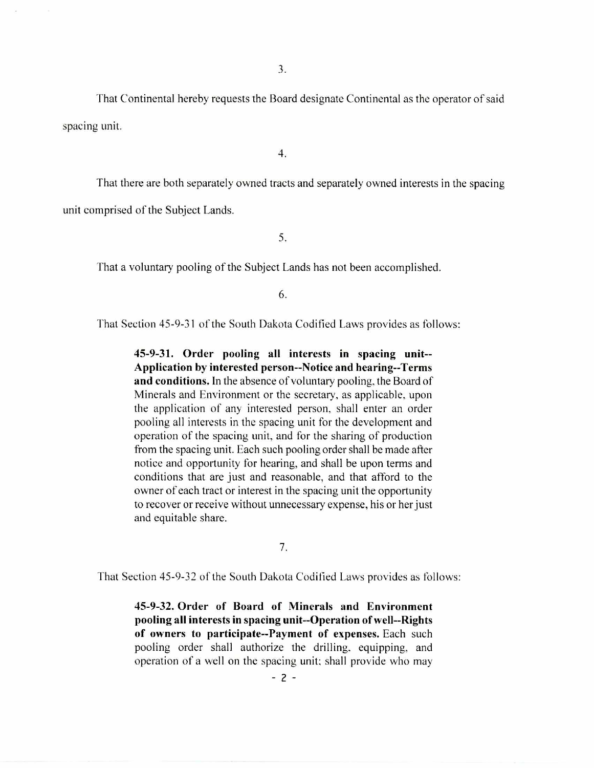3.

That Continental hereby requests the Board designate Continental as the operator of said spacing unit.

4.

That there are both separately owned tracts and separately owned interests in the spacing unit comprised of the Subject Lands.

5.

That a voluntary pooling of the Subject Lands has not been accomplished.

6.

That Section 45-9-31 of the South Dakota Codified Laws provides as follows:

> **45-9-31. Order pooling all interests in spacing unit--Application by interested person--Notice and hearing--Terms and conditions.** In the absence of voluntary pooling, the Board of Minerals and Environment or the secretary, as applicable, upon the application of any interested person, shall enter an order pooling all interests in the spacing unit for the development and operation of the spacing unit, and for the sharing of production from the spacing unit. Each such pooling order shall be made after notice and opportunity for hearing, and shall be upon terms and conditions that are just and reasonable, and that afford to the owner of each tract or interest in the spacing unit the opportunity to recover or receive without unnecessary expense, his or her just and equitable share.

7.

That Section 45-9-32 of the South Dakota Codified Laws provides as follows:

> **45-9-32. Order of Board of Minerals and Environment pooling all interests in spacing unit--Operation of well--Rights of owners to participate--Payment of expenses.** Each such pooling order shall authorize the drilling, equipping, and operation of a well on the spacing unit; shall provide who may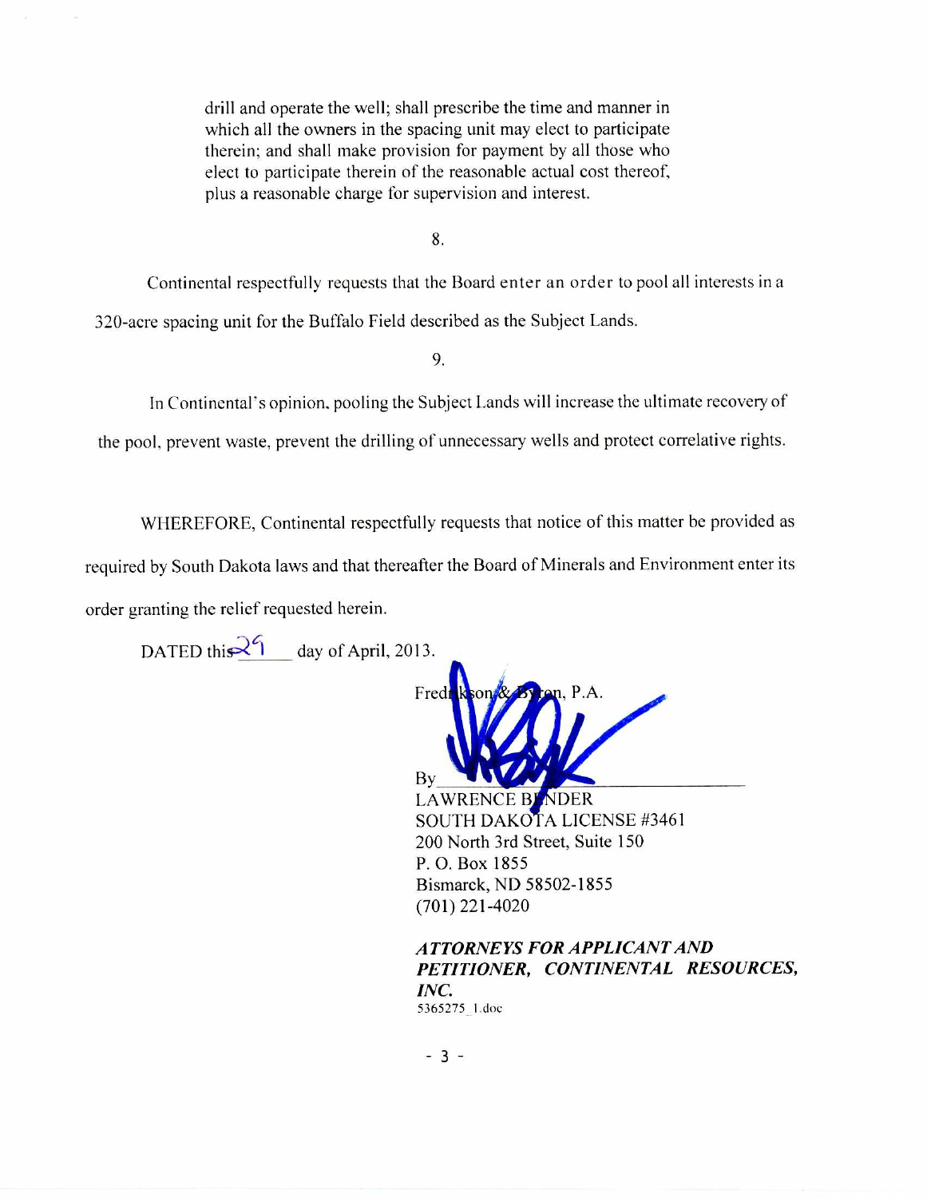drill and operate the well; shall prescribe the time and manner in which all the owners in the spacing unit may elect to participate therein; and shall make provision for payment by all those who elect to participate therein of the reasonable actual cost thereof, plus a reasonable charge for supervision and interest.

8.

Continental respectfully requests that the Board enter an order to pool all interests in a 320-acre spacing unit for the Buffalo Field described as the Subject Lands.

9.

In Continental's opinion, pooling the Subject Lands will increase the ultimate recovery of the pool, prevent waste, prevent the drilling of unnecessary wells and protect correlative rights.

WHEREFORE, Continental respectfully requests that notice of this matter be provided as required by South Dakota laws and that thereafter the Board of Minerals and Environment enter its order granting the relief requested herein.

DATED this 29 day of April, 2013.

Fredrikson & Byron, P.A.

By\_\_\_\_\_\_\_\_\_\_\_\_\_\_\_\_\_\_\_\_\_\_\_\_\_\_\_\_
LAWRENCE BENDER
SOUTH DAKOTA LICENSE #3461
200 North 3rd Street, Suite 150
P. O. Box 1855
Bismarck, ND 58502-1855
(701) 221-4020

***ATTORNEYS FOR APPLICANT AND PETITIONER, CONTINENTAL RESOURCES, INC.***

5365275_1.doc